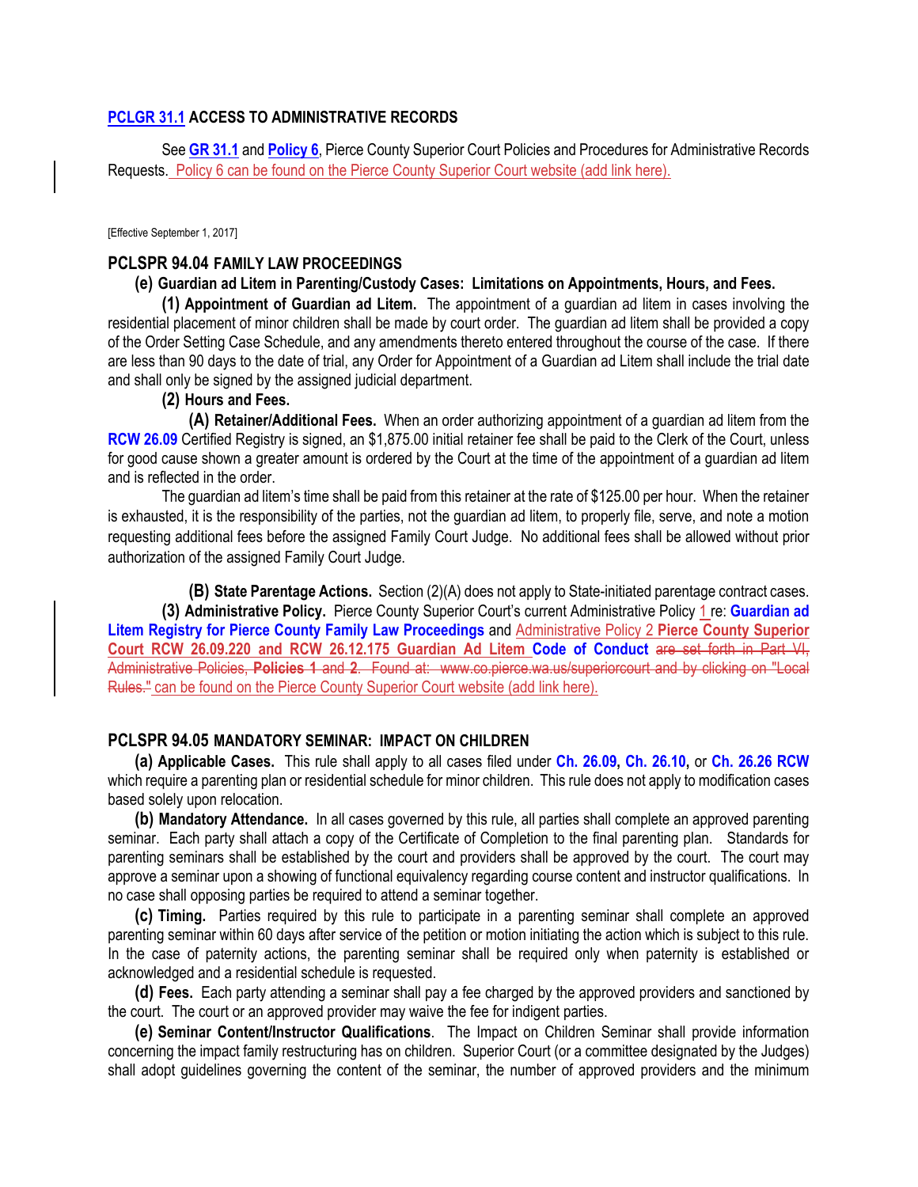**PCLGR 31.1 ACCESS TO ADMINISTRATIVE RECORDS**

See **GR 31.1** and **Policy 6**, Pierce County Superior Court Policies and Procedures for Administrative Records Requests. Policy 6 can be found on the Pierce County Superior Court website (add link here).

[Effective September 1, 2017]

**PCLSPR 94.04 FAMILY LAW PROCEEDINGS**

**(e) Guardian ad Litem in Parenting/Custody Cases: Limitations on Appointments, Hours, and Fees.**

**(1) Appointment of Guardian ad Litem.** The appointment of a guardian ad litem in cases involving the residential placement of minor children shall be made by court order. The guardian ad litem shall be provided a copy of the Order Setting Case Schedule, and any amendments thereto entered throughout the course of the case. If there are less than 90 days to the date of trial, any Order for Appointment of a Guardian ad Litem shall include the trial date and shall only be signed by the assigned judicial department.

**(2) Hours and Fees.**

**(A) Retainer/Additional Fees.** When an order authorizing appointment of a guardian ad litem from the **RCW 26.09** Certified Registry is signed, an $1,875.00 initial retainer fee shall be paid to the Clerk of the Court, unless for good cause shown a greater amount is ordered by the Court at the time of the appointment of a guardian ad litem and is reflected in the order.

The guardian ad litem's time shall be paid from this retainer at the rate of $125.00 per hour. When the retainer is exhausted, it is the responsibility of the parties, not the guardian ad litem, to properly file, serve, and note a motion requesting additional fees before the assigned Family Court Judge. No additional fees shall be allowed without prior authorization of the assigned Family Court Judge.

**(B) State Parentage Actions.** Section (2)(A) does not apply to State-initiated parentage contract cases.

**(3) Administrative Policy.** Pierce County Superior Court's current Administrative Policy 1 re: **Guardian ad Litem Registry for Pierce County Family Law Proceedings** and Administrative Policy 2 **Pierce County Superior Court RCW 26.09.220 and RCW 26.12.175 Guardian Ad Litem Code of Conduct** ~~are set forth in Part VI, Administrative Policies, **Policies 1** and **2**. Found at: www.co.pierce.wa.us/superiorcourt and by clicking on "Local Rules."~~ can be found on the Pierce County Superior Court website (add link here).

**PCLSPR 94.05 MANDATORY SEMINAR: IMPACT ON CHILDREN**

**(a) Applicable Cases.** This rule shall apply to all cases filed under **Ch. 26.09, Ch. 26.10,** or **Ch. 26.26 RCW** which require a parenting plan or residential schedule for minor children. This rule does not apply to modification cases based solely upon relocation.

**(b) Mandatory Attendance.** In all cases governed by this rule, all parties shall complete an approved parenting seminar. Each party shall attach a copy of the Certificate of Completion to the final parenting plan. Standards for parenting seminars shall be established by the court and providers shall be approved by the court. The court may approve a seminar upon a showing of functional equivalency regarding course content and instructor qualifications. In no case shall opposing parties be required to attend a seminar together.

**(c) Timing.** Parties required by this rule to participate in a parenting seminar shall complete an approved parenting seminar within 60 days after service of the petition or motion initiating the action which is subject to this rule. In the case of paternity actions, the parenting seminar shall be required only when paternity is established or acknowledged and a residential schedule is requested.

**(d) Fees.** Each party attending a seminar shall pay a fee charged by the approved providers and sanctioned by the court. The court or an approved provider may waive the fee for indigent parties.

**(e) Seminar Content/Instructor Qualifications**. The Impact on Children Seminar shall provide information concerning the impact family restructuring has on children. Superior Court (or a committee designated by the Judges) shall adopt guidelines governing the content of the seminar, the number of approved providers and the minimum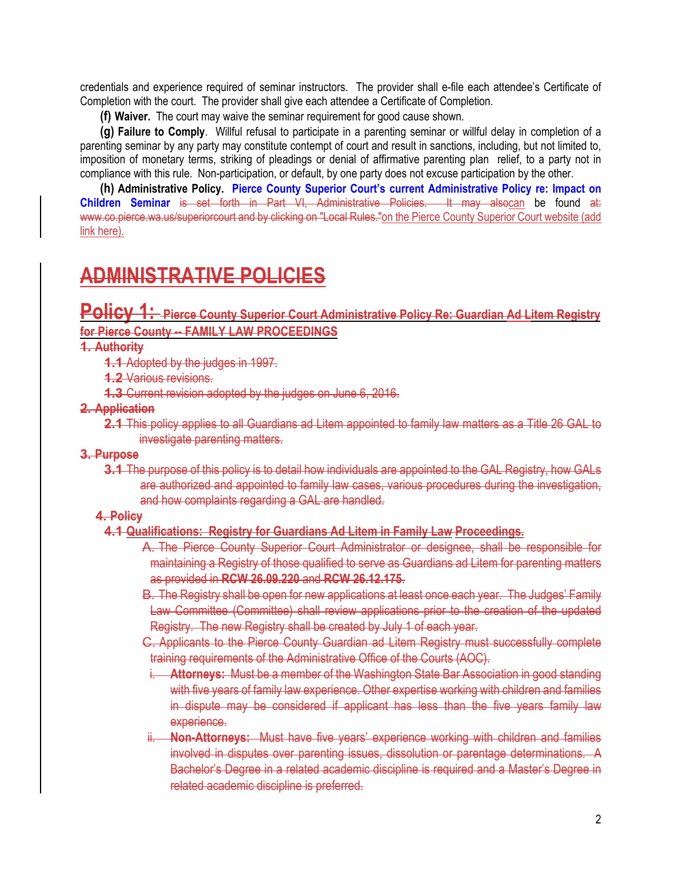credentials and experience required of seminar instructors. The provider shall e-file each attendee's Certificate of Completion with the court. The provider shall give each attendee a Certificate of Completion.

**(f) Waiver.** The court may waive the seminar requirement for good cause shown.

**(g) Failure to Comply**. Willful refusal to participate in a parenting seminar or willful delay in completion of a parenting seminar by any party may constitute contempt of court and result in sanctions, including, but not limited to, imposition of monetary terms, striking of pleadings or denial of affirmative parenting plan relief, to a party not in compliance with this rule. Non-participation, or default, by one party does not excuse participation by the other.

**(h) Administrative Policy.** **Pierce County Superior Court's current Administrative Policy re: Impact on Children Seminar** ~~is set forth in Part VI, Administrative Policies. It may also~~can be found ~~at: www.co.pierce.wa.us/superiorcourt and by clicking on "Local Rules."~~on the Pierce County Superior Court website (add link here).

# ~~ADMINISTRATIVE POLICIES~~

## ~~Policy 1: Pierce County Superior Court Administrative Policy Re: Guardian Ad Litem Registry for Pierce County -- FAMILY LAW PROCEEDINGS~~

~~**1. Authority**~~

~~**1.1** Adopted by the judges in 1997.~~

~~**1.2** Various revisions.~~

~~**1.3** Current revision adopted by the judges on June 6, 2016.~~

~~**2. Application**~~

~~**2.1** This policy applies to all Guardians ad Litem appointed to family law matters as a Title 26 GAL to investigate parenting matters.~~

~~**3. Purpose**~~

~~**3.1** The purpose of this policy is to detail how individuals are appointed to the GAL Registry, how GALs are authorized and appointed to family law cases, various procedures during the investigation, and how complaints regarding a GAL are handled.~~

~~**4. Policy**~~

~~**4.1 Qualifications: Registry for Guardians Ad Litem in Family Law Proceedings.**~~

~~A. The Pierce County Superior Court Administrator or designee, shall be responsible for maintaining a Registry of those qualified to serve as Guardians ad Litem for parenting matters as provided in **RCW 26.09.220** and **RCW 26.12.175**.~~

~~B. The Registry shall be open for new applications at least once each year. The Judges' Family Law Committee (Committee) shall review applications prior to the creation of the updated Registry. The new Registry shall be created by July 1 of each year.~~

~~C. Applicants to the Pierce County Guardian ad Litem Registry must successfully complete training requirements of the Administrative Office of the Courts (AOC).~~

~~i. **Attorneys:** Must be a member of the Washington State Bar Association in good standing with five years of family law experience. Other expertise working with children and families in dispute may be considered if applicant has less than the five years family law experience.~~

~~ii. **Non-Attorneys:** Must have five years' experience working with children and families involved in disputes over parenting issues, dissolution or parentage determinations. A Bachelor's Degree in a related academic discipline is required and a Master's Degree in related academic discipline is preferred.~~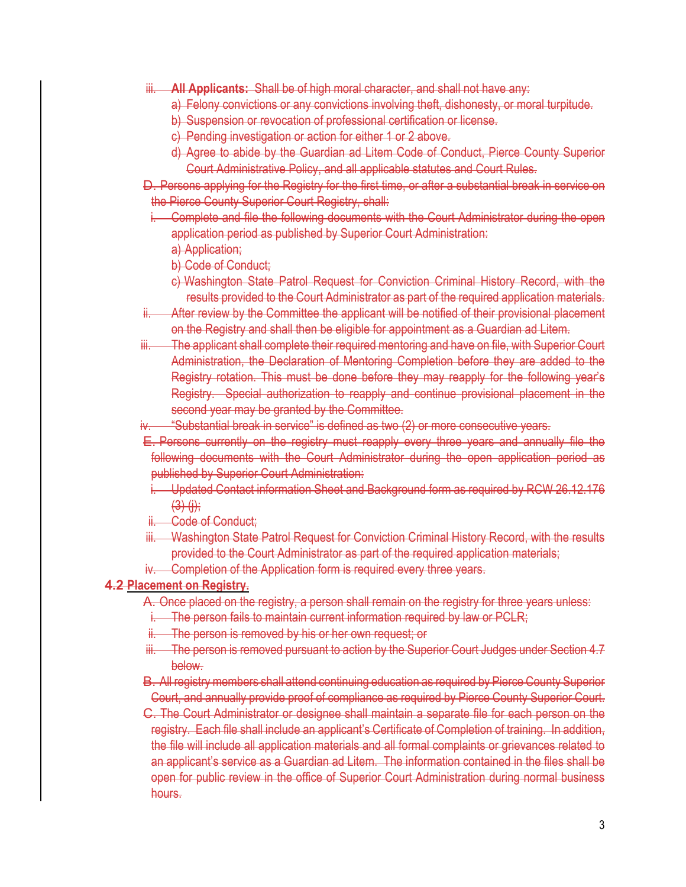iii. **All Applicants:** Shall be of high moral character, and shall not have any:

a) Felony convictions or any convictions involving theft, dishonesty, or moral turpitude.

b) Suspension or revocation of professional certification or license.

c) Pending investigation or action for either 1 or 2 above.

d) Agree to abide by the Guardian ad Litem Code of Conduct, Pierce County Superior Court Administrative Policy, and all applicable statutes and Court Rules.

D. Persons applying for the Registry for the first time, or after a substantial break in service on the Pierce County Superior Court Registry, shall:

i. Complete and file the following documents with the Court Administrator during the open application period as published by Superior Court Administration:

a) Application;

b) Code of Conduct;

c) Washington State Patrol Request for Conviction Criminal History Record, with the results provided to the Court Administrator as part of the required application materials.

ii. After review by the Committee the applicant will be notified of their provisional placement on the Registry and shall then be eligible for appointment as a Guardian ad Litem.

iii. The applicant shall complete their required mentoring and have on file, with Superior Court Administration, the Declaration of Mentoring Completion before they are added to the Registry rotation. This must be done before they may reapply for the following year's Registry. Special authorization to reapply and continue provisional placement in the second year may be granted by the Committee.

iv. "Substantial break in service" is defined as two (2) or more consecutive years.

E. Persons currently on the registry must reapply every three years and annually file the following documents with the Court Administrator during the open application period as published by Superior Court Administration:

i. Updated Contact information Sheet and Background form as required by RCW 26.12.176 (3) (j);

ii. Code of Conduct;

iii. Washington State Patrol Request for Conviction Criminal History Record, with the results provided to the Court Administrator as part of the required application materials;

iv. Completion of the Application form is required every three years.

**4.2 Placement on Registry.**

A. Once placed on the registry, a person shall remain on the registry for three years unless:

i. The person fails to maintain current information required by law or PCLR;

ii. The person is removed by his or her own request; or

iii. The person is removed pursuant to action by the Superior Court Judges under Section 4.7 below.

B. All registry members shall attend continuing education as required by Pierce County Superior Court, and annually provide proof of compliance as required by Pierce County Superior Court.

C. The Court Administrator or designee shall maintain a separate file for each person on the registry. Each file shall include an applicant's Certificate of Completion of training. In addition, the file will include all application materials and all formal complaints or grievances related to an applicant's service as a Guardian ad Litem. The information contained in the files shall be open for public review in the office of Superior Court Administration during normal business hours.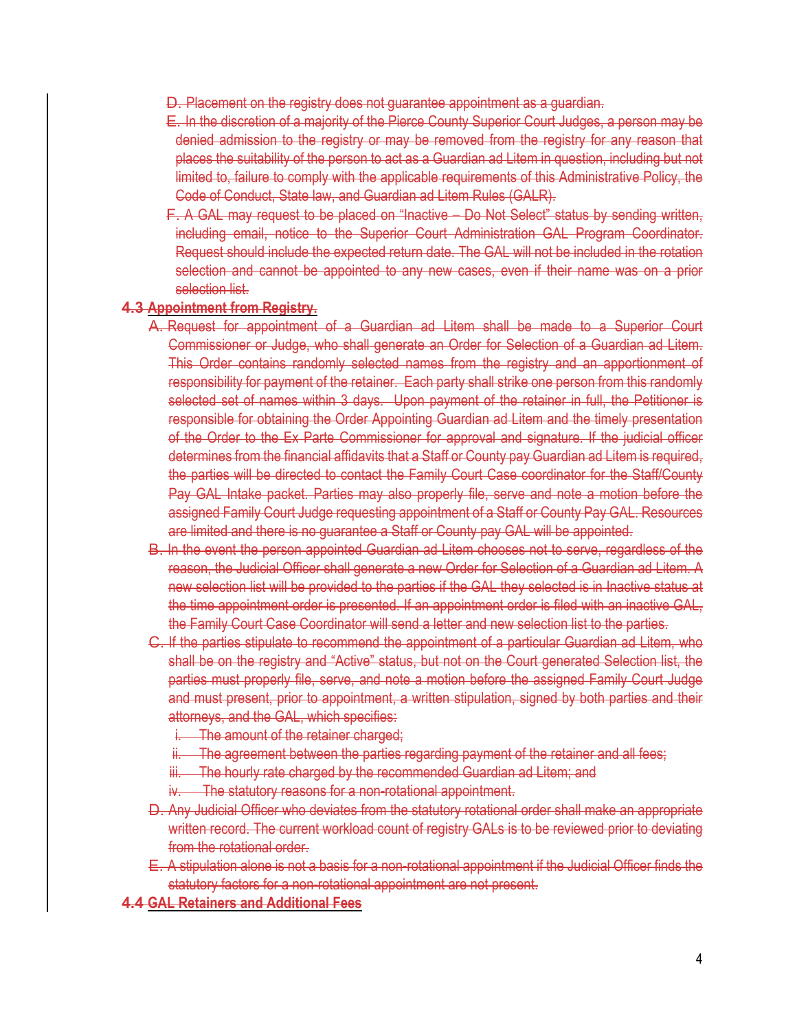~~D. Placement on the registry does not guarantee appointment as a guardian.~~

~~E. In the discretion of a majority of the Pierce County Superior Court Judges, a person may be denied admission to the registry or may be removed from the registry for any reason that places the suitability of the person to act as a Guardian ad Litem in question, including but not limited to, failure to comply with the applicable requirements of this Administrative Policy, the Code of Conduct, State law, and Guardian ad Litem Rules (GALR).~~

~~F. A GAL may request to be placed on "Inactive – Do Not Select" status by sending written, including email, notice to the Superior Court Administration GAL Program Coordinator. Request should include the expected return date. The GAL will not be included in the rotation selection and cannot be appointed to any new cases, even if their name was on a prior selection list.~~

### ~~4.3 Appointment from Registry.~~

~~A. Request for appointment of a Guardian ad Litem shall be made to a Superior Court Commissioner or Judge, who shall generate an Order for Selection of a Guardian ad Litem. This Order contains randomly selected names from the registry and an apportionment of responsibility for payment of the retainer. Each party shall strike one person from this randomly selected set of names within 3 days. Upon payment of the retainer in full, the Petitioner is responsible for obtaining the Order Appointing Guardian ad Litem and the timely presentation of the Order to the Ex Parte Commissioner for approval and signature. If the judicial officer determines from the financial affidavits that a Staff or County pay Guardian ad Litem is required, the parties will be directed to contact the Family Court Case coordinator for the Staff/County Pay GAL Intake packet. Parties may also properly file, serve and note a motion before the assigned Family Court Judge requesting appointment of a Staff or County Pay GAL. Resources are limited and there is no guarantee a Staff or County pay GAL will be appointed.~~

~~B. In the event the person appointed Guardian ad Litem chooses not to serve, regardless of the reason, the Judicial Officer shall generate a new Order for Selection of a Guardian ad Litem. A new selection list will be provided to the parties if the GAL they selected is in Inactive status at the time appointment order is presented. If an appointment order is filed with an inactive GAL, the Family Court Case Coordinator will send a letter and new selection list to the parties.~~

~~C. If the parties stipulate to recommend the appointment of a particular Guardian ad Litem, who shall be on the registry and "Active" status, but not on the Court generated Selection list, the parties must properly file, serve, and note a motion before the assigned Family Court Judge and must present, prior to appointment, a written stipulation, signed by both parties and their attorneys, and the GAL, which specifies:~~

- ~~i. The amount of the retainer charged;~~
- ~~ii. The agreement between the parties regarding payment of the retainer and all fees;~~
- ~~iii. The hourly rate charged by the recommended Guardian ad Litem; and~~
- ~~iv. The statutory reasons for a non-rotational appointment.~~

~~D. Any Judicial Officer who deviates from the statutory rotational order shall make an appropriate written record. The current workload count of registry GALs is to be reviewed prior to deviating from the rotational order.~~

~~E. A stipulation alone is not a basis for a non-rotational appointment if the Judicial Officer finds the statutory factors for a non-rotational appointment are not present.~~

### ~~4.4 GAL Retainers and Additional Fees~~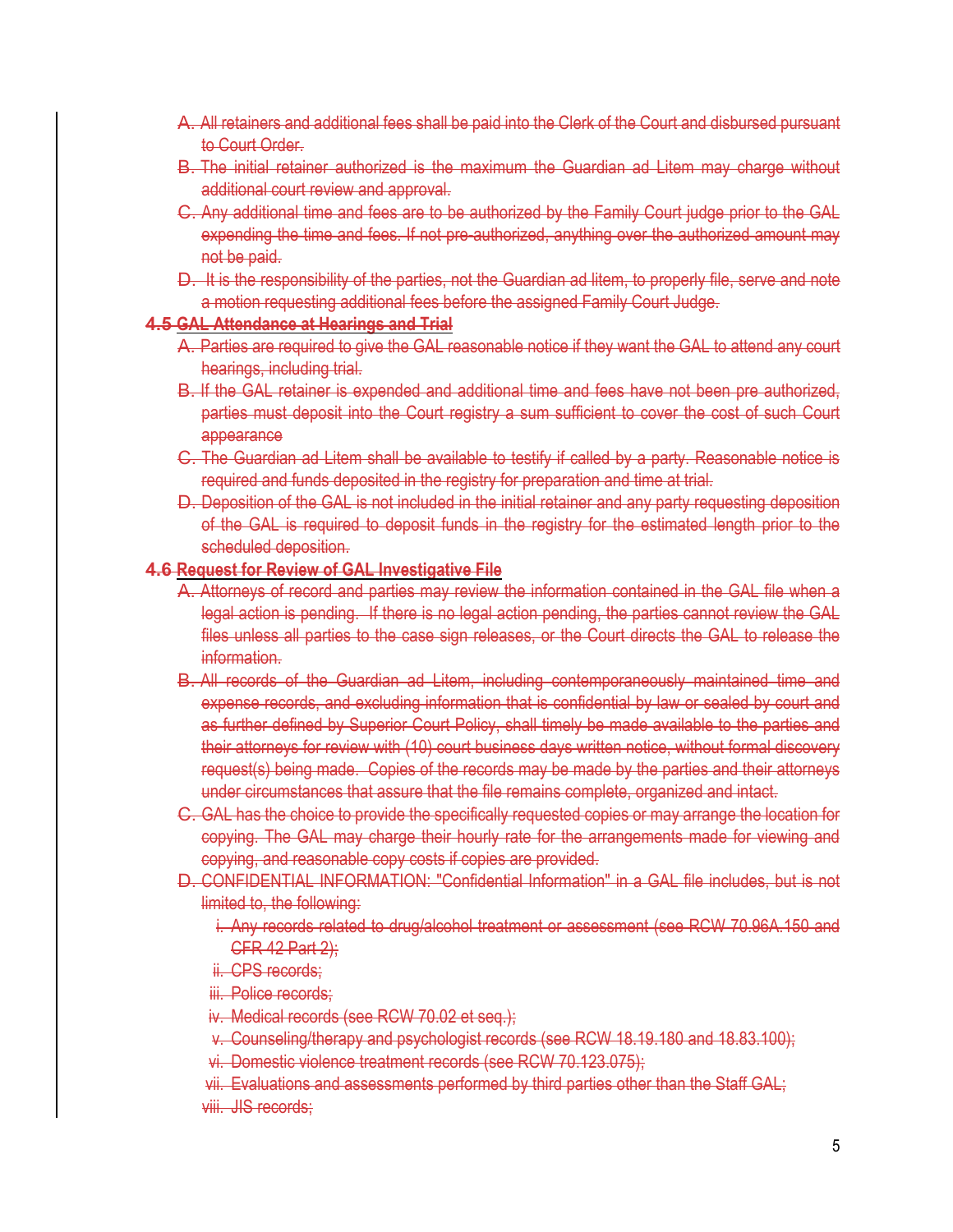A. ~~All retainers and additional fees shall be paid into the Clerk of the Court and disbursed pursuant to Court Order.~~

B. ~~The initial retainer authorized is the maximum the Guardian ad Litem may charge without additional court review and approval.~~

C. ~~Any additional time and fees are to be authorized by the Family Court judge prior to the GAL expending the time and fees. If not pre-authorized, anything over the authorized amount may not be paid.~~

D. ~~It is the responsibility of the parties, not the Guardian ad litem, to properly file, serve and note a motion requesting additional fees before the assigned Family Court Judge.~~

**~~4.5 GAL Attendance at Hearings and Trial~~**

A. ~~Parties are required to give the GAL reasonable notice if they want the GAL to attend any court hearings, including trial.~~

B. ~~If the GAL retainer is expended and additional time and fees have not been pre authorized, parties must deposit into the Court registry a sum sufficient to cover the cost of such Court appearance~~

C. ~~The Guardian ad Litem shall be available to testify if called by a party. Reasonable notice is required and funds deposited in the registry for preparation and time at trial.~~

D. ~~Deposition of the GAL is not included in the initial retainer and any party requesting deposition of the GAL is required to deposit funds in the registry for the estimated length prior to the scheduled deposition.~~

**~~4.6 Request for Review of GAL Investigative File~~**

A. ~~Attorneys of record and parties may review the information contained in the GAL file when a legal action is pending. If there is no legal action pending, the parties cannot review the GAL files unless all parties to the case sign releases, or the Court directs the GAL to release the information.~~

B. ~~All records of the Guardian ad Litem, including contemporaneously maintained time and expense records, and excluding information that is confidential by law or sealed by court and as further defined by Superior Court Policy, shall timely be made available to the parties and their attorneys for review with (10) court business days written notice, without formal discovery request(s) being made. Copies of the records may be made by the parties and their attorneys under circumstances that assure that the file remains complete, organized and intact.~~

C. ~~GAL has the choice to provide the specifically requested copies or may arrange the location for copying. The GAL may charge their hourly rate for the arrangements made for viewing and copying, and reasonable copy costs if copies are provided.~~

D. ~~CONFIDENTIAL INFORMATION: "Confidential Information" in a GAL file includes, but is not limited to, the following:~~

   i. ~~Any records related to drug/alcohol treatment or assessment (see RCW 70.96A.150 and CFR 42 Part 2);~~

   ii. ~~CPS records;~~

   iii. ~~Police records;~~

   iv. ~~Medical records (see RCW 70.02 et seq.);~~

   v. ~~Counseling/therapy and psychologist records (see RCW 18.19.180 and 18.83.100);~~

   vi. ~~Domestic violence treatment records (see RCW 70.123.075);~~

   vii. ~~Evaluations and assessments performed by third parties other than the Staff GAL;~~

   viii. ~~JIS records;~~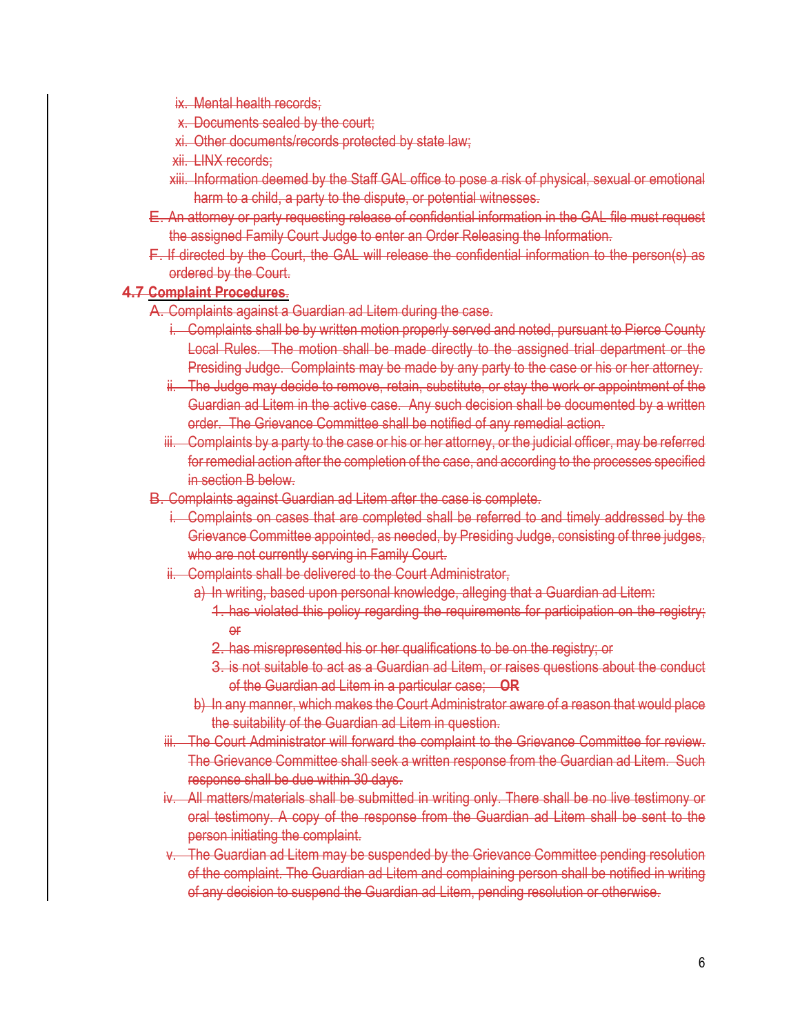ix. Mental health records;

x. Documents sealed by the court;

xi. Other documents/records protected by state law;

xii. LINX records;

xiii. Information deemed by the Staff GAL office to pose a risk of physical, sexual or emotional harm to a child, a party to the dispute, or potential witnesses.

E. An attorney or party requesting release of confidential information in the GAL file must request the assigned Family Court Judge to enter an Order Releasing the Information.

F. If directed by the Court, the GAL will release the confidential information to the person(s) as ordered by the Court.

**4.7 Complaint Procedures**.

A. Complaints against a Guardian ad Litem during the case.

i. Complaints shall be by written motion properly served and noted, pursuant to Pierce County Local Rules. The motion shall be made directly to the assigned trial department or the Presiding Judge. Complaints may be made by any party to the case or his or her attorney.

ii. The Judge may decide to remove, retain, substitute, or stay the work or appointment of the Guardian ad Litem in the active case. Any such decision shall be documented by a written order. The Grievance Committee shall be notified of any remedial action.

iii. Complaints by a party to the case or his or her attorney, or the judicial officer, may be referred for remedial action after the completion of the case, and according to the processes specified in section B below.

B. Complaints against Guardian ad Litem after the case is complete.

i. Complaints on cases that are completed shall be referred to and timely addressed by the Grievance Committee appointed, as needed, by Presiding Judge, consisting of three judges, who are not currently serving in Family Court.

ii. Complaints shall be delivered to the Court Administrator,

a) In writing, based upon personal knowledge, alleging that a Guardian ad Litem:

1. has violated this policy regarding the requirements for participation on the registry; or

2. has misrepresented his or her qualifications to be on the registry; or

3. is not suitable to act as a Guardian ad Litem, or raises questions about the conduct of the Guardian ad Litem in a particular case; **OR**

b) In any manner, which makes the Court Administrator aware of a reason that would place the suitability of the Guardian ad Litem in question.

iii. The Court Administrator will forward the complaint to the Grievance Committee for review. The Grievance Committee shall seek a written response from the Guardian ad Litem. Such response shall be due within 30 days.

iv. All matters/materials shall be submitted in writing only. There shall be no live testimony or oral testimony. A copy of the response from the Guardian ad Litem shall be sent to the person initiating the complaint.

v. The Guardian ad Litem may be suspended by the Grievance Committee pending resolution of the complaint. The Guardian ad Litem and complaining person shall be notified in writing of any decision to suspend the Guardian ad Litem, pending resolution or otherwise.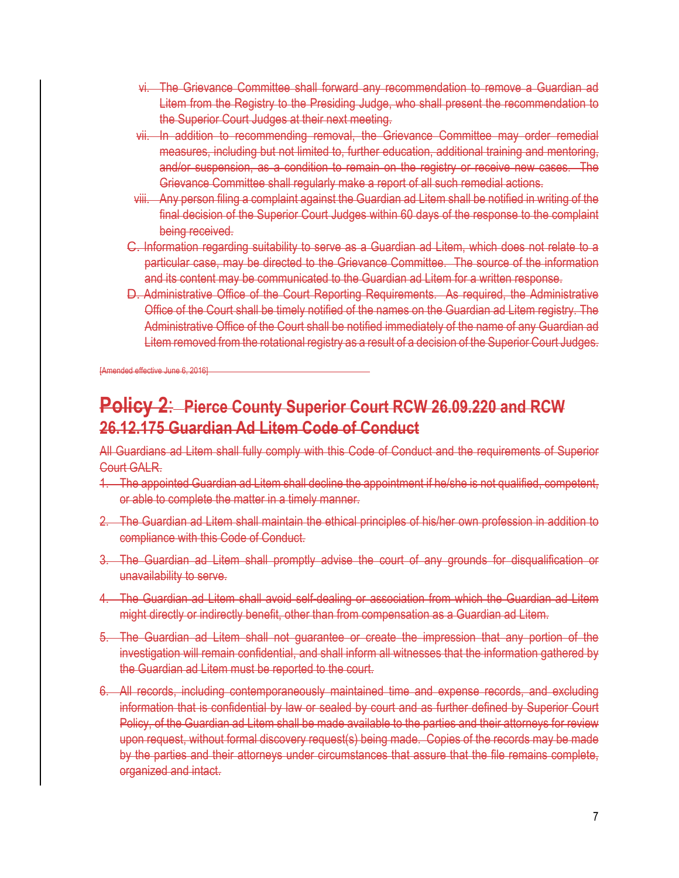vi. The Grievance Committee shall forward any recommendation to remove a Guardian ad Litem from the Registry to the Presiding Judge, who shall present the recommendation to the Superior Court Judges at their next meeting.

vii. In addition to recommending removal, the Grievance Committee may order remedial measures, including but not limited to, further education, additional training and mentoring, and/or suspension, as a condition to remain on the registry or receive new cases. The Grievance Committee shall regularly make a report of all such remedial actions.

viii. Any person filing a complaint against the Guardian ad Litem shall be notified in writing of the final decision of the Superior Court Judges within 60 days of the response to the complaint being received.

C. Information regarding suitability to serve as a Guardian ad Litem, which does not relate to a particular case, may be directed to the Grievance Committee. The source of the information and its content may be communicated to the Guardian ad Litem for a written response.

D. Administrative Office of the Court Reporting Requirements. As required, the Administrative Office of the Court shall be timely notified of the names on the Guardian ad Litem registry. The Administrative Office of the Court shall be notified immediately of the name of any Guardian ad Litem removed from the rotational registry as a result of a decision of the Superior Court Judges.

[Amended effective June 6, 2016]

## Policy 2: Pierce County Superior Court RCW 26.09.220 and RCW 26.12.175 Guardian Ad Litem Code of Conduct

All Guardians ad Litem shall fully comply with this Code of Conduct and the requirements of Superior Court GALR.

1. The appointed Guardian ad Litem shall decline the appointment if he/she is not qualified, competent, or able to complete the matter in a timely manner.

2. The Guardian ad Litem shall maintain the ethical principles of his/her own profession in addition to compliance with this Code of Conduct.

3. The Guardian ad Litem shall promptly advise the court of any grounds for disqualification or unavailability to serve.

4. The Guardian ad Litem shall avoid self-dealing or association from which the Guardian ad Litem might directly or indirectly benefit, other than from compensation as a Guardian ad Litem.

5. The Guardian ad Litem shall not guarantee or create the impression that any portion of the investigation will remain confidential, and shall inform all witnesses that the information gathered by the Guardian ad Litem must be reported to the court.

6. All records, including contemporaneously maintained time and expense records, and excluding information that is confidential by law or sealed by court and as further defined by Superior Court Policy, of the Guardian ad Litem shall be made available to the parties and their attorneys for review upon request, without formal discovery request(s) being made. Copies of the records may be made by the parties and their attorneys under circumstances that assure that the file remains complete, organized and intact.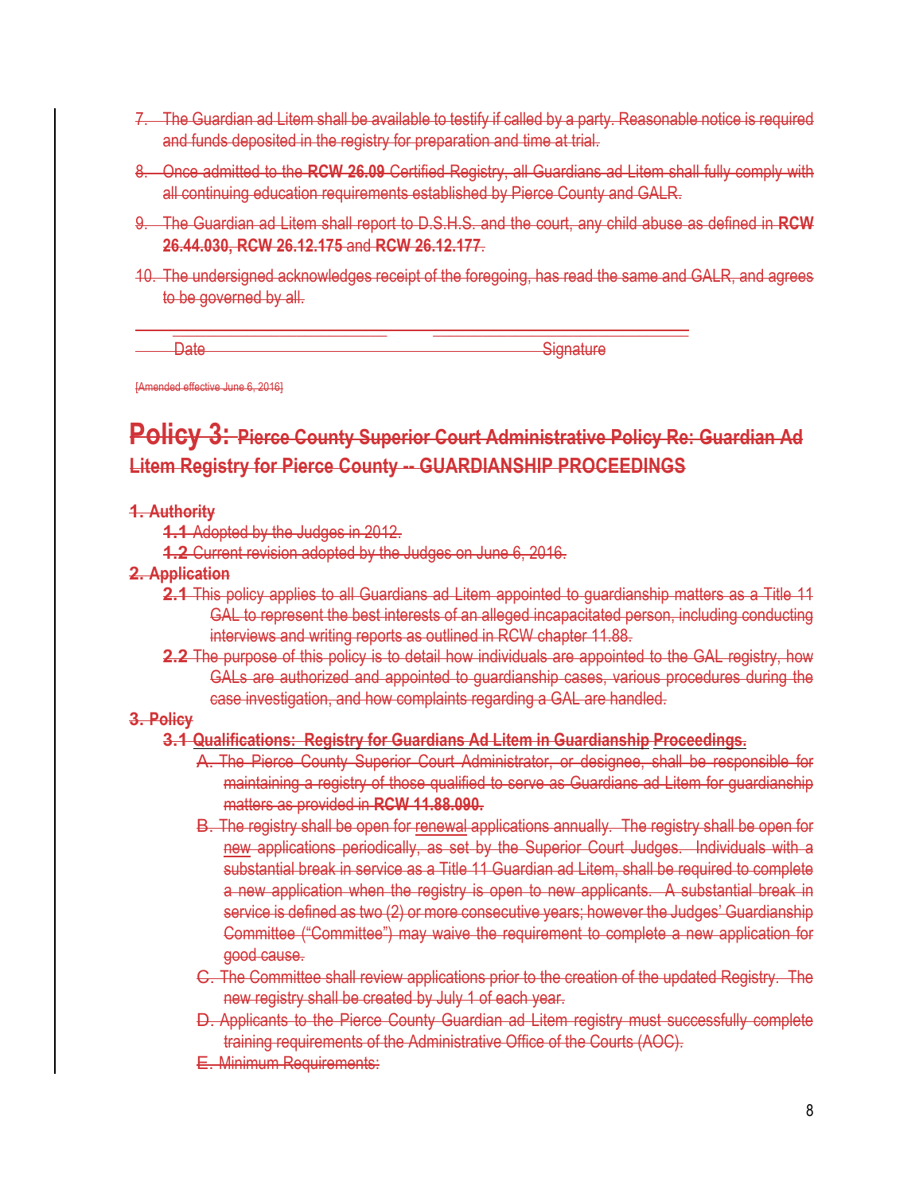7. The Guardian ad Litem shall be available to testify if called by a party. Reasonable notice is required and funds deposited in the registry for preparation and time at trial.

8. Once admitted to the **RCW 26.09** Certified Registry, all Guardians ad Litem shall fully comply with all continuing education requirements established by Pierce County and GALR.

9. The Guardian ad Litem shall report to D.S.H.S. and the court, any child abuse as defined in **RCW 26.44.030, RCW 26.12.175** and **RCW 26.12.177**.

10. The undersigned acknowledges receipt of the foregoing, has read the same and GALR, and agrees to be governed by all.

_____________________________ _____________________________

Date Signature

[Amended effective June 6, 2016]

# Policy 3: Pierce County Superior Court Administrative Policy Re: Guardian Ad Litem Registry for Pierce County -- GUARDIANSHIP PROCEEDINGS

**1. Authority**

**1.1** Adopted by the Judges in 2012.

**1.2** Current revision adopted by the Judges on June 6, 2016.

**2. Application**

**2.1** This policy applies to all Guardians ad Litem appointed to guardianship matters as a Title 11 GAL to represent the best interests of an alleged incapacitated person, including conducting interviews and writing reports as outlined in RCW chapter 11.88.

**2.2** The purpose of this policy is to detail how individuals are appointed to the GAL registry, how GALs are authorized and appointed to guardianship cases, various procedures during the case investigation, and how complaints regarding a GAL are handled.

**3. Policy**

**3.1 Qualifications: Registry for Guardians Ad Litem in Guardianship Proceedings.**

A. The Pierce County Superior Court Administrator, or designee, shall be responsible for maintaining a registry of those qualified to serve as Guardians ad Litem for guardianship matters as provided in **RCW 11.88.090.**

B. The registry shall be open for renewal applications annually. The registry shall be open for new applications periodically, as set by the Superior Court Judges. Individuals with a substantial break in service as a Title 11 Guardian ad Litem, shall be required to complete a new application when the registry is open to new applicants. A substantial break in service is defined as two (2) or more consecutive years; however the Judges' Guardianship Committee ("Committee") may waive the requirement to complete a new application for good cause.

C. The Committee shall review applications prior to the creation of the updated Registry. The new registry shall be created by July 1 of each year.

D. Applicants to the Pierce County Guardian ad Litem registry must successfully complete training requirements of the Administrative Office of the Courts (AOC).

E. Minimum Requirements: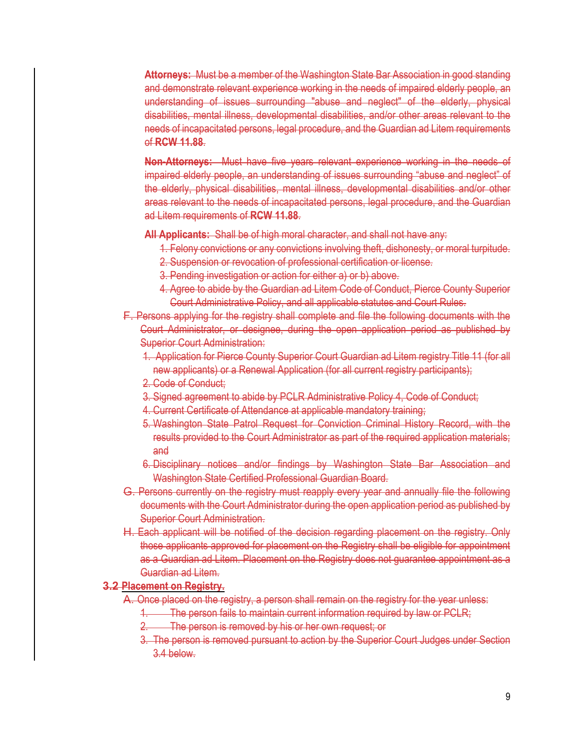~~**Attorneys:** Must be a member of the Washington State Bar Association in good standing and demonstrate relevant experience working in the needs of impaired elderly people, an understanding of issues surrounding "abuse and neglect" of the elderly, physical disabilities, mental illness, developmental disabilities, and/or other areas relevant to the needs of incapacitated persons, legal procedure, and the Guardian ad Litem requirements of **RCW 11.88**.~~

~~**Non-Attorneys:** Must have five years relevant experience working in the needs of impaired elderly people, an understanding of issues surrounding "abuse and neglect" of the elderly, physical disabilities, mental illness, developmental disabilities and/or other areas relevant to the needs of incapacitated persons, legal procedure, and the Guardian ad Litem requirements of **RCW 11.88**.~~

~~**All Applicants:** Shall be of high moral character, and shall not have any:~~

1. ~~Felony convictions or any convictions involving theft, dishonesty, or moral turpitude.~~
2. ~~Suspension or revocation of professional certification or license.~~
3. ~~Pending investigation or action for either a) or b) above.~~
4. ~~Agree to abide by the Guardian ad Litem Code of Conduct, Pierce County Superior Court Administrative Policy, and all applicable statutes and Court Rules.~~

F. ~~Persons applying for the registry shall complete and file the following documents with the Court Administrator, or designee, during the open application period as published by Superior Court Administration:~~

1. ~~Application for Pierce County Superior Court Guardian ad Litem registry Title 11 (for all new applicants) or a Renewal Application (for all current registry participants);~~
2. ~~Code of Conduct;~~
3. ~~Signed agreement to abide by PCLR Administrative Policy 4, Code of Conduct;~~
4. ~~Current Certificate of Attendance at applicable mandatory training;~~
5. ~~Washington State Patrol Request for Conviction Criminal History Record, with the results provided to the Court Administrator as part of the required application materials; and~~
6. ~~Disciplinary notices and/or findings by Washington State Bar Association and Washington State Certified Professional Guardian Board.~~

G. ~~Persons currently on the registry must reapply every year and annually file the following documents with the Court Administrator during the open application period as published by Superior Court Administration.~~

H. ~~Each applicant will be notified of the decision regarding placement on the registry. Only those applicants approved for placement on the Registry shall be eligible for appointment as a Guardian ad Litem. Placement on the Registry does not guarantee appointment as a Guardian ad Litem.~~

**~~3.2 Placement on Registry.~~**

A. ~~Once placed on the registry, a person shall remain on the registry for the year unless:~~

1. ~~The person fails to maintain current information required by law or PCLR;~~
2. ~~The person is removed by his or her own request; or~~
3. ~~The person is removed pursuant to action by the Superior Court Judges under Section 3.4 below.~~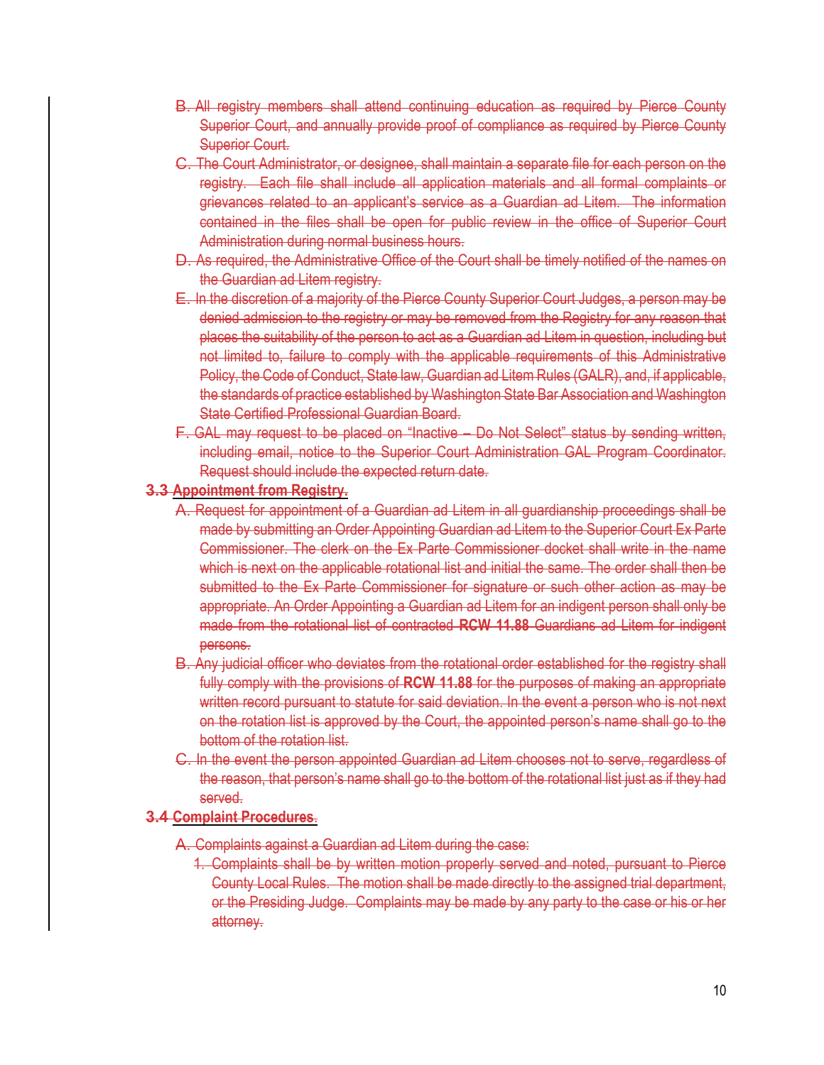B. All registry members shall attend continuing education as required by Pierce County Superior Court, and annually provide proof of compliance as required by Pierce County Superior Court.

C. The Court Administrator, or designee, shall maintain a separate file for each person on the registry. Each file shall include all application materials and all formal complaints or grievances related to an applicant's service as a Guardian ad Litem. The information contained in the files shall be open for public review in the office of Superior Court Administration during normal business hours.

D. As required, the Administrative Office of the Court shall be timely notified of the names on the Guardian ad Litem registry.

E. In the discretion of a majority of the Pierce County Superior Court Judges, a person may be denied admission to the registry or may be removed from the Registry for any reason that places the suitability of the person to act as a Guardian ad Litem in question, including but not limited to, failure to comply with the applicable requirements of this Administrative Policy, the Code of Conduct, State law, Guardian ad Litem Rules (GALR), and, if applicable, the standards of practice established by Washington State Bar Association and Washington State Certified Professional Guardian Board.

F. GAL may request to be placed on "Inactive – Do Not Select" status by sending written, including email, notice to the Superior Court Administration GAL Program Coordinator. Request should include the expected return date.

**3.3 Appointment from Registry.**

A. Request for appointment of a Guardian ad Litem in all guardianship proceedings shall be made by submitting an Order Appointing Guardian ad Litem to the Superior Court Ex Parte Commissioner. The clerk on the Ex Parte Commissioner docket shall write in the name which is next on the applicable rotational list and initial the same. The order shall then be submitted to the Ex Parte Commissioner for signature or such other action as may be appropriate. An Order Appointing a Guardian ad Litem for an indigent person shall only be made from the rotational list of contracted **RCW 11.88** Guardians ad Litem for indigent persons.

B. Any judicial officer who deviates from the rotational order established for the registry shall fully comply with the provisions of **RCW 11.88** for the purposes of making an appropriate written record pursuant to statute for said deviation. In the event a person who is not next on the rotation list is approved by the Court, the appointed person's name shall go to the bottom of the rotation list.

C. In the event the person appointed Guardian ad Litem chooses not to serve, regardless of the reason, that person's name shall go to the bottom of the rotational list just as if they had served.

**3.4 Complaint Procedures.**

A. Complaints against a Guardian ad Litem during the case:

1. Complaints shall be by written motion properly served and noted, pursuant to Pierce County Local Rules. The motion shall be made directly to the assigned trial department, or the Presiding Judge. Complaints may be made by any party to the case or his or her attorney.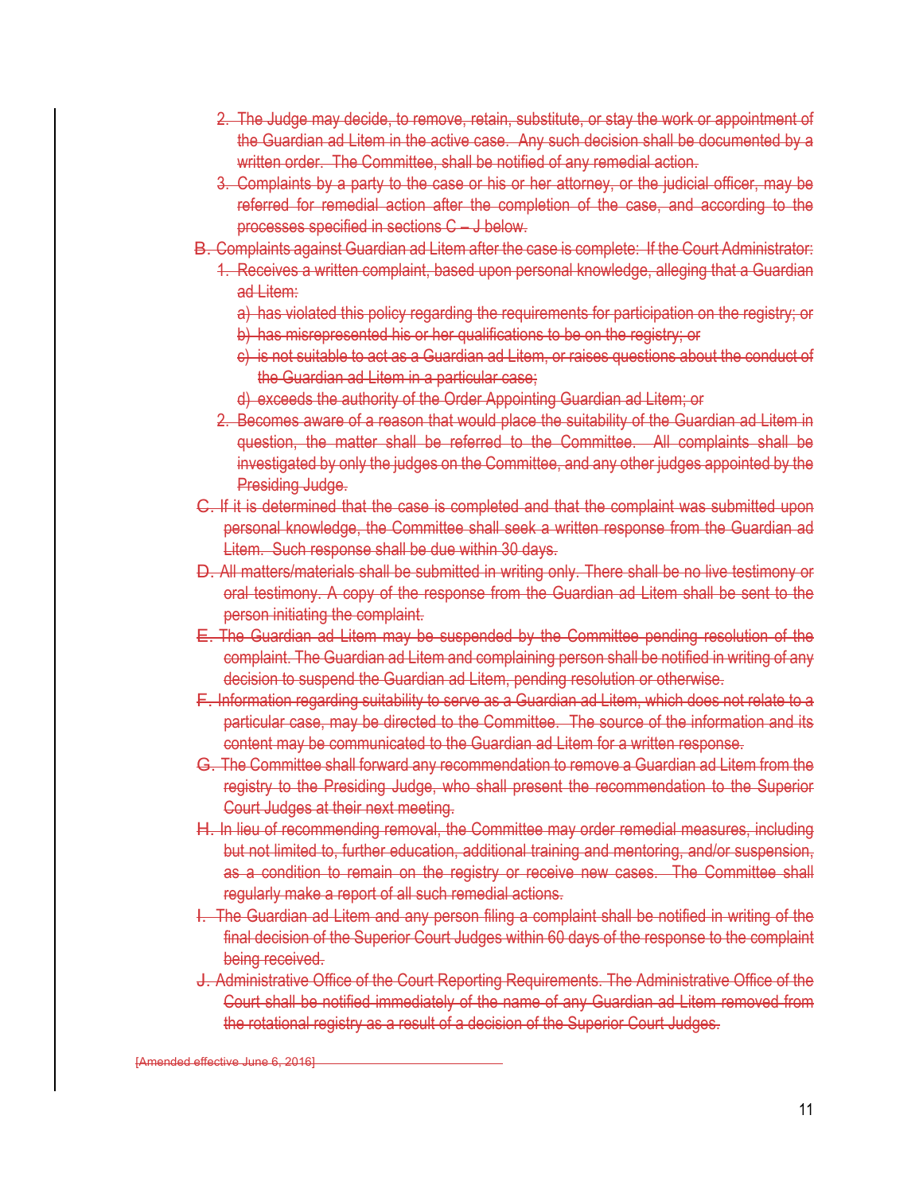2. The Judge may decide, to remove, retain, substitute, or stay the work or appointment of the Guardian ad Litem in the active case. Any such decision shall be documented by a written order. The Committee, shall be notified of any remedial action.
3. Complaints by a party to the case or his or her attorney, or the judicial officer, may be referred for remedial action after the completion of the case, and according to the processes specified in sections C – J below.

B. Complaints against Guardian ad Litem after the case is complete: If the Court Administrator:

1. Receives a written complaint, based upon personal knowledge, alleging that a Guardian ad Litem:
   a) has violated this policy regarding the requirements for participation on the registry; or
   b) has misrepresented his or her qualifications to be on the registry; or
   c) is not suitable to act as a Guardian ad Litem, or raises questions about the conduct of the Guardian ad Litem in a particular case;
   d) exceeds the authority of the Order Appointing Guardian ad Litem; or
2. Becomes aware of a reason that would place the suitability of the Guardian ad Litem in question, the matter shall be referred to the Committee. All complaints shall be investigated by only the judges on the Committee, and any other judges appointed by the Presiding Judge.

C. If it is determined that the case is completed and that the complaint was submitted upon personal knowledge, the Committee shall seek a written response from the Guardian ad Litem. Such response shall be due within 30 days.

D. All matters/materials shall be submitted in writing only. There shall be no live testimony or oral testimony. A copy of the response from the Guardian ad Litem shall be sent to the person initiating the complaint.

E. The Guardian ad Litem may be suspended by the Committee pending resolution of the complaint. The Guardian ad Litem and complaining person shall be notified in writing of any decision to suspend the Guardian ad Litem, pending resolution or otherwise.

F. Information regarding suitability to serve as a Guardian ad Litem, which does not relate to a particular case, may be directed to the Committee. The source of the information and its content may be communicated to the Guardian ad Litem for a written response.

G. The Committee shall forward any recommendation to remove a Guardian ad Litem from the registry to the Presiding Judge, who shall present the recommendation to the Superior Court Judges at their next meeting.

H. In lieu of recommending removal, the Committee may order remedial measures, including but not limited to, further education, additional training and mentoring, and/or suspension, as a condition to remain on the registry or receive new cases. The Committee shall regularly make a report of all such remedial actions.

I. The Guardian ad Litem and any person filing a complaint shall be notified in writing of the final decision of the Superior Court Judges within 60 days of the response to the complaint being received.

J. Administrative Office of the Court Reporting Requirements. The Administrative Office of the Court shall be notified immediately of the name of any Guardian ad Litem removed from the rotational registry as a result of a decision of the Superior Court Judges.

[Amended effective June 6, 2016]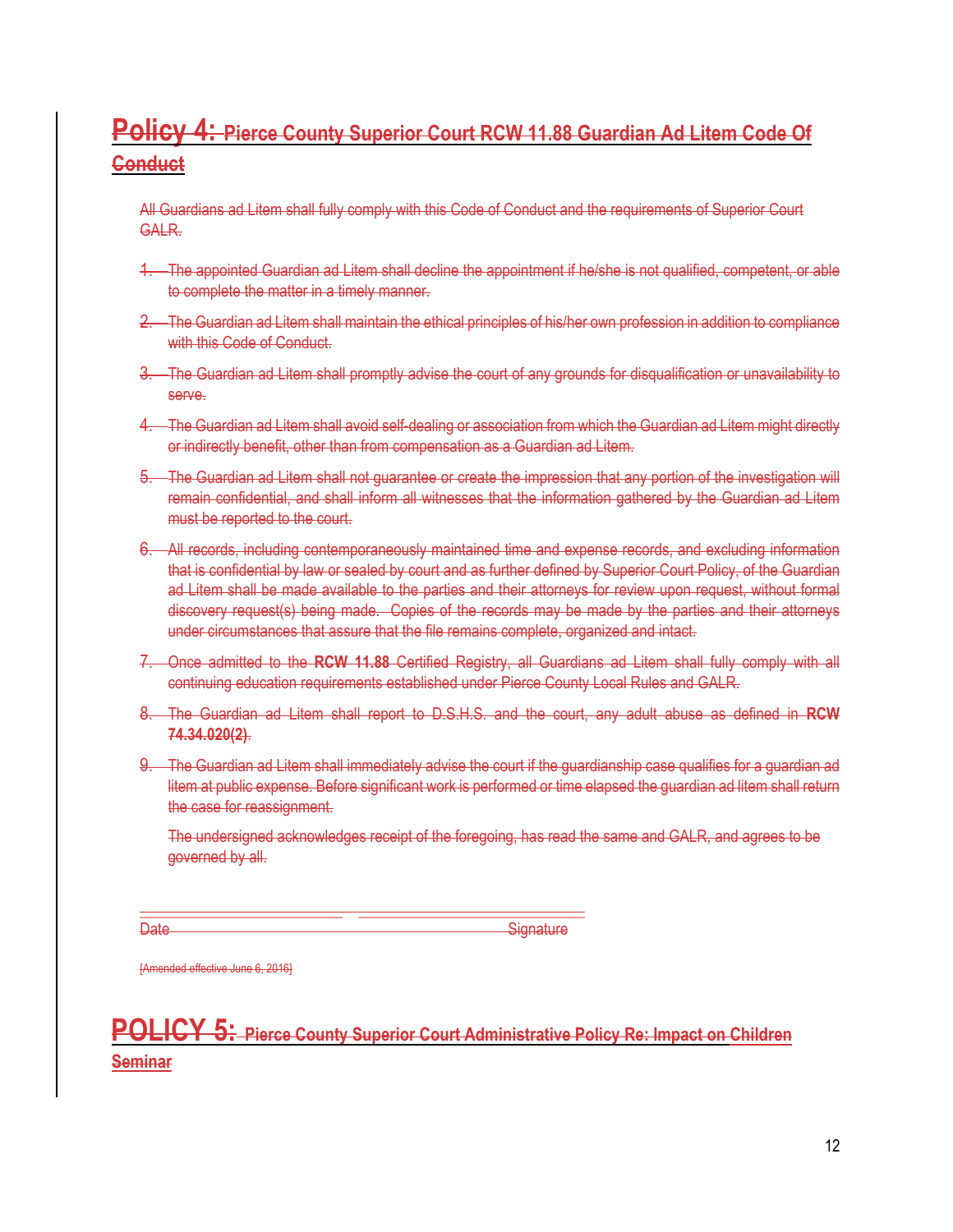## Policy 4: Pierce County Superior Court RCW 11.88 Guardian Ad Litem Code Of Conduct

All Guardians ad Litem shall fully comply with this Code of Conduct and the requirements of Superior Court GALR.

1. The appointed Guardian ad Litem shall decline the appointment if he/she is not qualified, competent, or able to complete the matter in a timely manner.
2. The Guardian ad Litem shall maintain the ethical principles of his/her own profession in addition to compliance with this Code of Conduct.
3. The Guardian ad Litem shall promptly advise the court of any grounds for disqualification or unavailability to serve.
4. The Guardian ad Litem shall avoid self-dealing or association from which the Guardian ad Litem might directly or indirectly benefit, other than from compensation as a Guardian ad Litem.
5. The Guardian ad Litem shall not guarantee or create the impression that any portion of the investigation will remain confidential, and shall inform all witnesses that the information gathered by the Guardian ad Litem must be reported to the court.
6. All records, including contemporaneously maintained time and expense records, and excluding information that is confidential by law or sealed by court and as further defined by Superior Court Policy, of the Guardian ad Litem shall be made available to the parties and their attorneys for review upon request, without formal discovery request(s) being made. Copies of the records may be made by the parties and their attorneys under circumstances that assure that the file remains complete, organized and intact.
7. Once admitted to the **RCW 11.88** Certified Registry, all Guardians ad Litem shall fully comply with all continuing education requirements established under Pierce County Local Rules and GALR.
8. The Guardian ad Litem shall report to D.S.H.S. and the court, any adult abuse as defined in **RCW 74.34.020(2)**.
9. The Guardian ad Litem shall immediately advise the court if the guardianship case qualifies for a guardian ad litem at public expense. Before significant work is performed or time elapsed the guardian ad litem shall return the case for reassignment.

   The undersigned acknowledges receipt of the foregoing, has read the same and GALR, and agrees to be governed by all.

\_\_\_\_\_\_\_\_\_\_\_\_\_\_\_\_\_\_\_\_\_\_\_\_\_\_ \_\_\_\_\_\_\_\_\_\_\_\_\_\_\_\_\_\_\_\_\_\_\_\_\_\_\_\_\_

Date Signature

[Amended effective June 6, 2016]

## POLICY 5: Pierce County Superior Court Administrative Policy Re: Impact on Children Seminar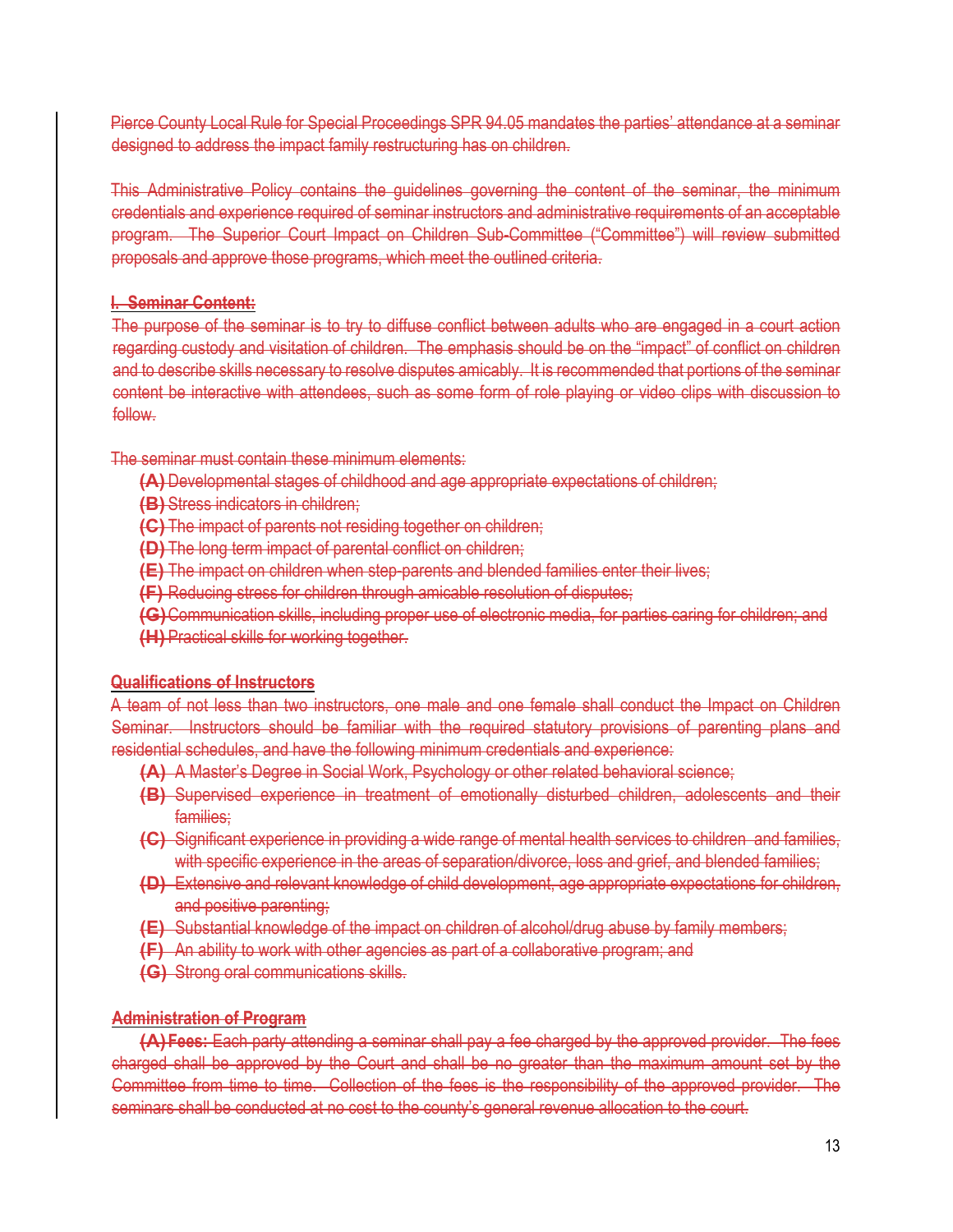~~Pierce County Local Rule for Special Proceedings SPR 94.05 mandates the parties' attendance at a seminar designed to address the impact family restructuring has on children.~~

~~This Administrative Policy contains the guidelines governing the content of the seminar, the minimum credentials and experience required of seminar instructors and administrative requirements of an acceptable program. The Superior Court Impact on Children Sub-Committee ("Committee") will review submitted proposals and approve those programs, which meet the outlined criteria.~~

~~**I. Seminar Content:**~~

~~The purpose of the seminar is to try to diffuse conflict between adults who are engaged in a court action regarding custody and visitation of children. The emphasis should be on the "impact" of conflict on children and to describe skills necessary to resolve disputes amicably. It is recommended that portions of the seminar content be interactive with attendees, such as some form of role playing or video clips with discussion to follow.~~

~~The seminar must contain these minimum elements:~~

- ~~**(A)** Developmental stages of childhood and age appropriate expectations of children;~~
- ~~**(B)** Stress indicators in children;~~
- ~~**(C)** The impact of parents not residing together on children;~~
- ~~**(D)** The long term impact of parental conflict on children;~~
- ~~**(E)** The impact on children when step-parents and blended families enter their lives;~~
- ~~**(F)** Reducing stress for children through amicable resolution of disputes;~~
- ~~**(G)** Communication skills, including proper use of electronic media, for parties caring for children; and~~
- ~~**(H)** Practical skills for working together.~~

~~**Qualifications of Instructors**~~

~~A team of not less than two instructors, one male and one female shall conduct the Impact on Children Seminar. Instructors should be familiar with the required statutory provisions of parenting plans and residential schedules, and have the following minimum credentials and experience:~~

- ~~**(A)** A Master's Degree in Social Work, Psychology or other related behavioral science;~~
- ~~**(B)** Supervised experience in treatment of emotionally disturbed children, adolescents and their families;~~
- ~~**(C)** Significant experience in providing a wide range of mental health services to children and families, with specific experience in the areas of separation/divorce, loss and grief, and blended families;~~
- ~~**(D)** Extensive and relevant knowledge of child development, age appropriate expectations for children, and positive parenting;~~
- ~~**(E)** Substantial knowledge of the impact on children of alcohol/drug abuse by family members;~~
- ~~**(F)** An ability to work with other agencies as part of a collaborative program; and~~
- ~~**(G)** Strong oral communications skills.~~

~~**Administration of Program**~~

~~**(A) Fees:** Each party attending a seminar shall pay a fee charged by the approved provider. The fees charged shall be approved by the Court and shall be no greater than the maximum amount set by the Committee from time to time. Collection of the fees is the responsibility of the approved provider. The seminars shall be conducted at no cost to the county's general revenue allocation to the court.~~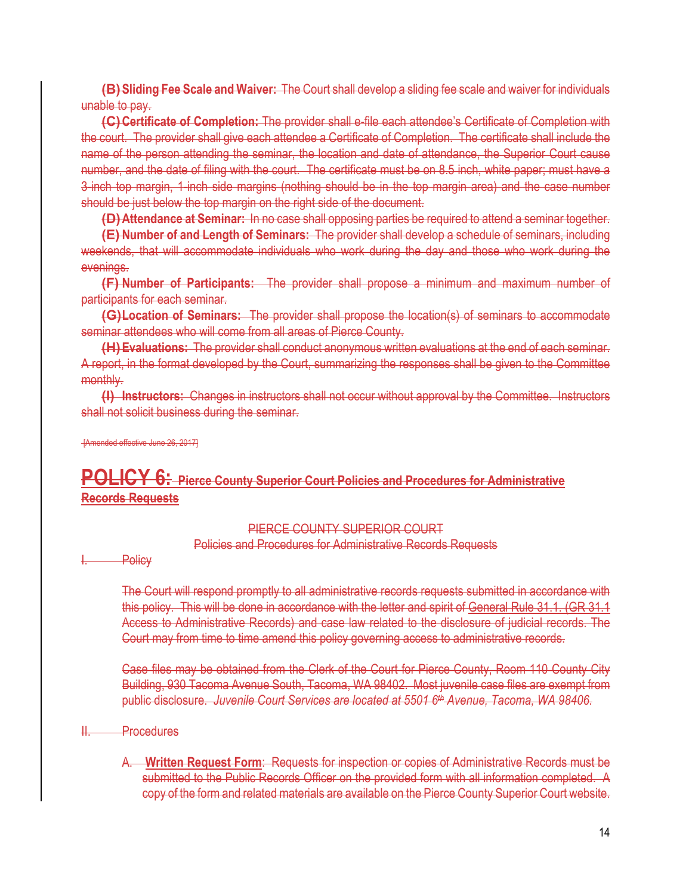**(B) Sliding Fee Scale and Waiver:** The Court shall develop a sliding fee scale and waiver for individuals unable to pay.

**(C) Certificate of Completion:** The provider shall e-file each attendee's Certificate of Completion with the court. The provider shall give each attendee a Certificate of Completion. The certificate shall include the name of the person attending the seminar, the location and date of attendance, the Superior Court cause number, and the date of filing with the court. The certificate must be on 8.5 inch, white paper; must have a 3-inch top margin, 1-inch side margins (nothing should be in the top margin area) and the case number should be just below the top margin on the right side of the document.

**(D) Attendance at Seminar:** In no case shall opposing parties be required to attend a seminar together.

**(E) Number of and Length of Seminars:** The provider shall develop a schedule of seminars, including weekends, that will accommodate individuals who work during the day and those who work during the evenings.

**(F) Number of Participants:** The provider shall propose a minimum and maximum number of participants for each seminar.

**(G) Location of Seminars:** The provider shall propose the location(s) of seminars to accommodate seminar attendees who will come from all areas of Pierce County.

**(H) Evaluations:** The provider shall conduct anonymous written evaluations at the end of each seminar. A report, in the format developed by the Court, summarizing the responses shall be given to the Committee monthly.

**(I) Instructors:** Changes in instructors shall not occur without approval by the Committee. Instructors shall not solicit business during the seminar.

[Amended effective June 26, 2017]

## POLICY 6: Pierce County Superior Court Policies and Procedures for Administrative Records Requests

PIERCE COUNTY SUPERIOR COURT

Policies and Procedures for Administrative Records Requests

I. Policy

The Court will respond promptly to all administrative records requests submitted in accordance with this policy. This will be done in accordance with the letter and spirit of General Rule 31.1. (GR 31.1 Access to Administrative Records) and case law related to the disclosure of judicial records. The Court may from time to time amend this policy governing access to administrative records.

Case files may be obtained from the Clerk of the Court for Pierce County, Room 110 County City Building, 930 Tacoma Avenue South, Tacoma, WA 98402. Most juvenile case files are exempt from public disclosure. *Juvenile Court Services are located at 5501 6th Avenue, Tacoma, WA 98406.*

II. Procedures

A. **Written Request Form**: Requests for inspection or copies of Administrative Records must be submitted to the Public Records Officer on the provided form with all information completed. A copy of the form and related materials are available on the Pierce County Superior Court website.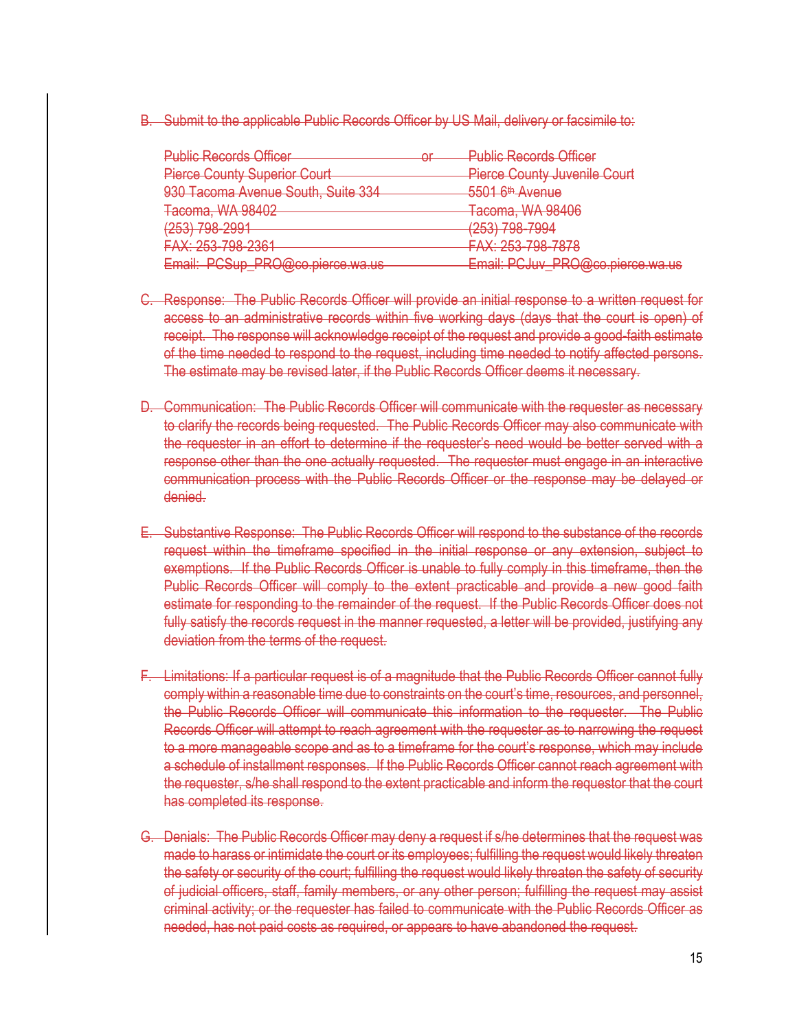~~B. Submit to the applicable Public Records Officer by US Mail, delivery or facsimile to:~~

| | | |
|---|---|---|
| ~~Public Records Officer~~ | ~~or~~ | ~~Public Records Officer~~ |
| ~~Pierce County Superior Court~~ | | ~~Pierce County Juvenile Court~~ |
| ~~930 Tacoma Avenue South, Suite 334~~ | | ~~5501 6th Avenue~~ |
| ~~Tacoma, WA 98402~~ | | ~~Tacoma, WA 98406~~ |
| ~~(253) 798-2991~~ | | ~~(253) 798-7994~~ |
| ~~FAX: 253-798-2361~~ | | ~~FAX: 253-798-7878~~ |
| ~~Email: PCSup_PRO@co.pierce.wa.us~~ | | ~~Email: PCJuv_PRO@co.pierce.wa.us~~ |

~~C. Response: The Public Records Officer will provide an initial response to a written request for access to an administrative records within five working days (days that the court is open) of receipt. The response will acknowledge receipt of the request and provide a good-faith estimate of the time needed to respond to the request, including time needed to notify affected persons. The estimate may be revised later, if the Public Records Officer deems it necessary.~~

~~D. Communication: The Public Records Officer will communicate with the requester as necessary to clarify the records being requested. The Public Records Officer may also communicate with the requester in an effort to determine if the requester's need would be better served with a response other than the one actually requested. The requester must engage in an interactive communication process with the Public Records Officer or the response may be delayed or denied.~~

~~E. Substantive Response: The Public Records Officer will respond to the substance of the records request within the timeframe specified in the initial response or any extension, subject to exemptions. If the Public Records Officer is unable to fully comply in this timeframe, then the Public Records Officer will comply to the extent practicable and provide a new good faith estimate for responding to the remainder of the request. If the Public Records Officer does not fully satisfy the records request in the manner requested, a letter will be provided, justifying any deviation from the terms of the request.~~

~~F. Limitations: If a particular request is of a magnitude that the Public Records Officer cannot fully comply within a reasonable time due to constraints on the court's time, resources, and personnel, the Public Records Officer will communicate this information to the requester. The Public Records Officer will attempt to reach agreement with the requester as to narrowing the request to a more manageable scope and as to a timeframe for the court's response, which may include a schedule of installment responses. If the Public Records Officer cannot reach agreement with the requester, s/he shall respond to the extent practicable and inform the requestor that the court has completed its response.~~

~~G. Denials: The Public Records Officer may deny a request if s/he determines that the request was made to harass or intimidate the court or its employees; fulfilling the request would likely threaten the safety or security of the court; fulfilling the request would likely threaten the safety of security of judicial officers, staff, family members, or any other person; fulfilling the request may assist criminal activity; or the requester has failed to communicate with the Public Records Officer as needed, has not paid costs as required, or appears to have abandoned the request.~~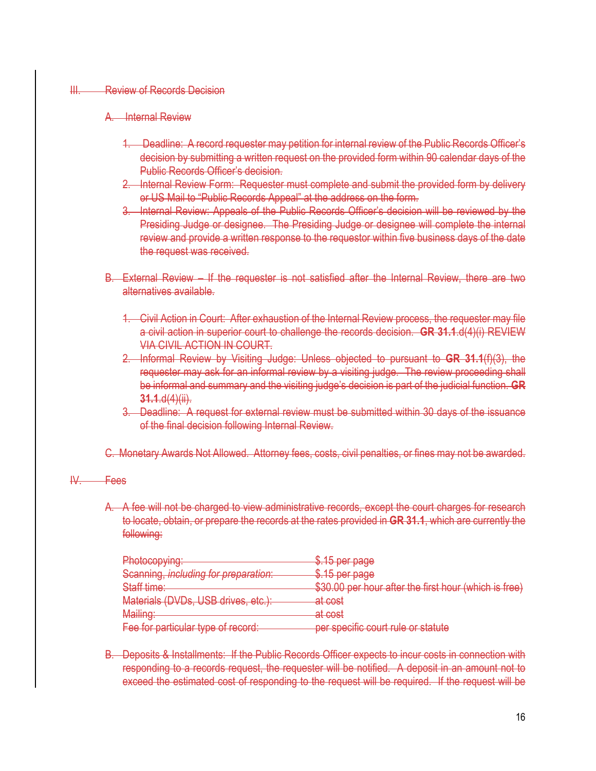## III. Review of Records Decision

### A. Internal Review

1. Deadline: A record requester may petition for internal review of the Public Records Officer's decision by submitting a written request on the provided form within 90 calendar days of the Public Records Officer's decision.
2. Internal Review Form: Requester must complete and submit the provided form by delivery or US Mail to "Public Records Appeal" at the address on the form.
3. Internal Review: Appeals of the Public Records Officer's decision will be reviewed by the Presiding Judge or designee. The Presiding Judge or designee will complete the internal review and provide a written response to the requestor within five business days of the date the request was received.

### B. External Review – If the requester is not satisfied after the Internal Review, there are two alternatives available.

1. Civil Action in Court: After exhaustion of the Internal Review process, the requester may file a civil action in superior court to challenge the records decision. **GR 31.1**.d(4)(i) REVIEW VIA CIVIL ACTION IN COURT.
2. Informal Review by Visiting Judge: Unless objected to pursuant to **GR 31.1**(f)(3), the requester may ask for an informal review by a visiting judge. The review proceeding shall be informal and summary and the visiting judge's decision is part of the judicial function. **GR 31.1**.d(4)(ii).
3. Deadline: A request for external review must be submitted within 30 days of the issuance of the final decision following Internal Review.

### C. Monetary Awards Not Allowed. Attorney fees, costs, civil penalties, or fines may not be awarded.

## IV. Fees

A. A fee will not be charged to view administrative records, except the court charges for research to locate, obtain, or prepare the records at the rates provided in **GR 31.1**, which are currently the following:

| | |
|---|---|
| Photocopying: | $.15 per page |
| Scanning, *including for preparation*: | $.15 per page |
| Staff time: | $30.00 per hour after the first hour (which is free) |
| Materials (DVDs, USB drives, etc.): | at cost |
| Mailing: | at cost |
| Fee for particular type of record: | per specific court rule or statute |

B. Deposits & Installments: If the Public Records Officer expects to incur costs in connection with responding to a records request, the requester will be notified. A deposit in an amount not to exceed the estimated cost of responding to the request will be required. If the request will be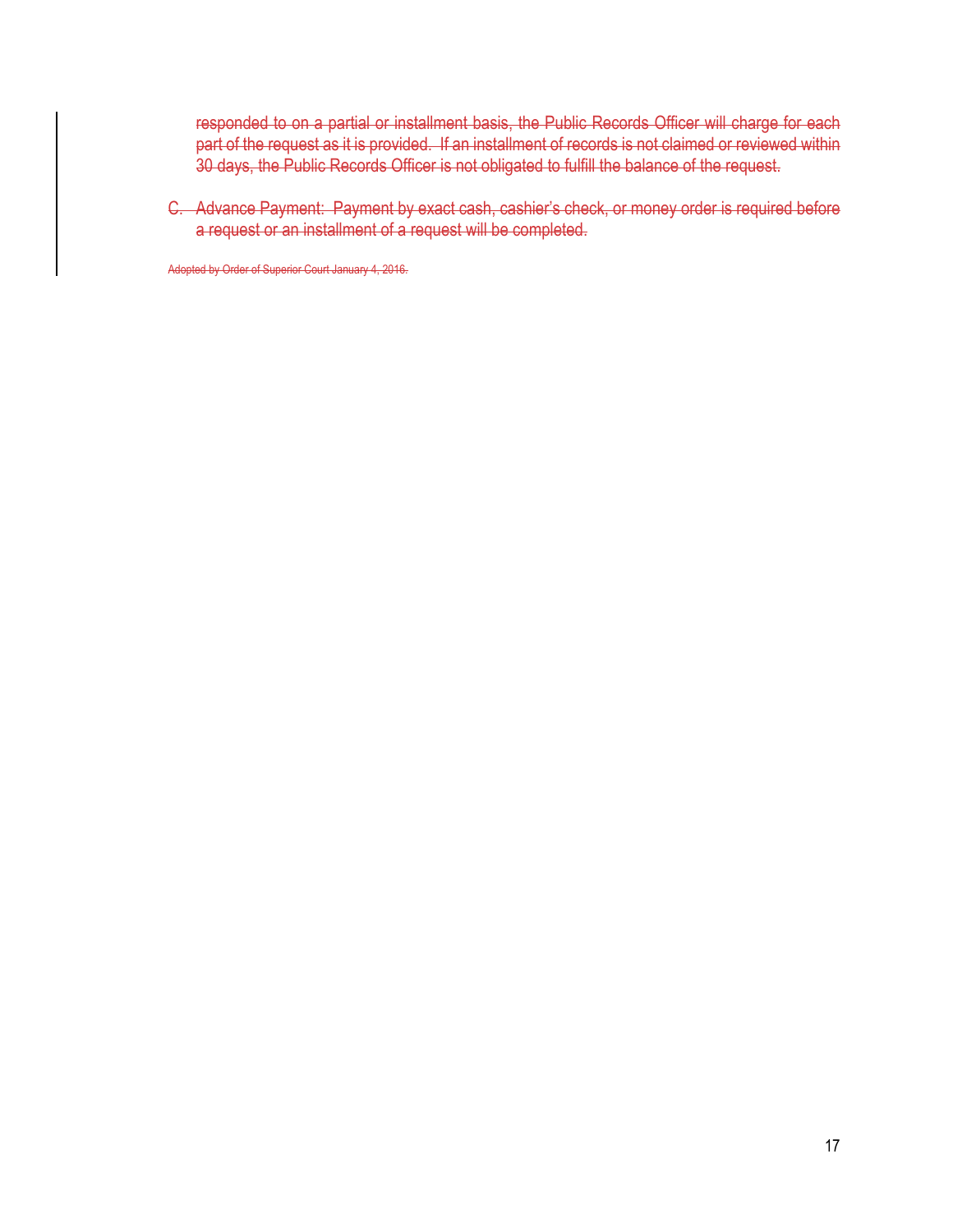responded to on a partial or installment basis, the Public Records Officer will charge for each part of the request as it is provided. If an installment of records is not claimed or reviewed within 30 days, the Public Records Officer is not obligated to fulfill the balance of the request.

C. Advance Payment: Payment by exact cash, cashier's check, or money order is required before a request or an installment of a request will be completed.

Adopted by Order of Superior Court January 4, 2016.